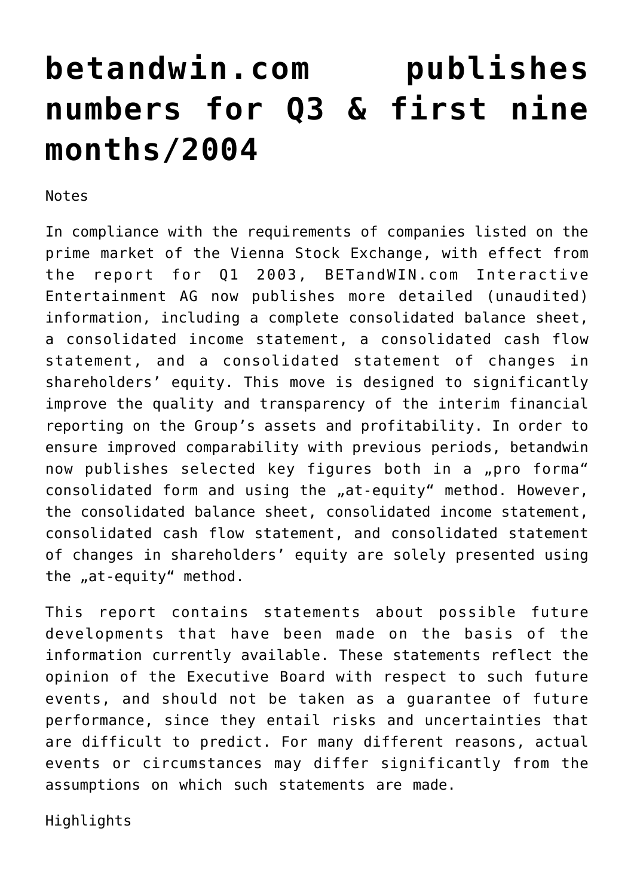# betandwin.com publishes numbers for Q3 & first nine months/2004

Notes

In compliance with the requirements of companies listed on the prime market of the Vienna Stock Exchange, with effect from the report for Q1 2003, BETandWIN.com Interactive Entertainment AG now publishes more detailed (unaudited) information, including a complete consolidated balance sheet, a consolidated income statement, a consolidated cash flow statement, and a consolidated statement of changes in shareholders' equity. This move is designed to significantly improve the quality and transparency of the interim financial reporting on the Group's assets and profitability. In order to ensure improved comparability with previous periods, betandwin now publishes selected key figures both in a „pro forma" consolidated form and using the „at-equity" method. However, the consolidated balance sheet, consolidated income statement, consolidated cash flow statement, and consolidated statement of changes in shareholders' equity are solely presented using the „at-equity" method.

This report contains statements about possible future developments that have been made on the basis of the information currently available. These statements reflect the opinion of the Executive Board with respect to such future events, and should not be taken as a guarantee of future performance, since they entail risks and uncertainties that are difficult to predict. For many different reasons, actual events or circumstances may differ significantly from the assumptions on which such statements are made.

Highlights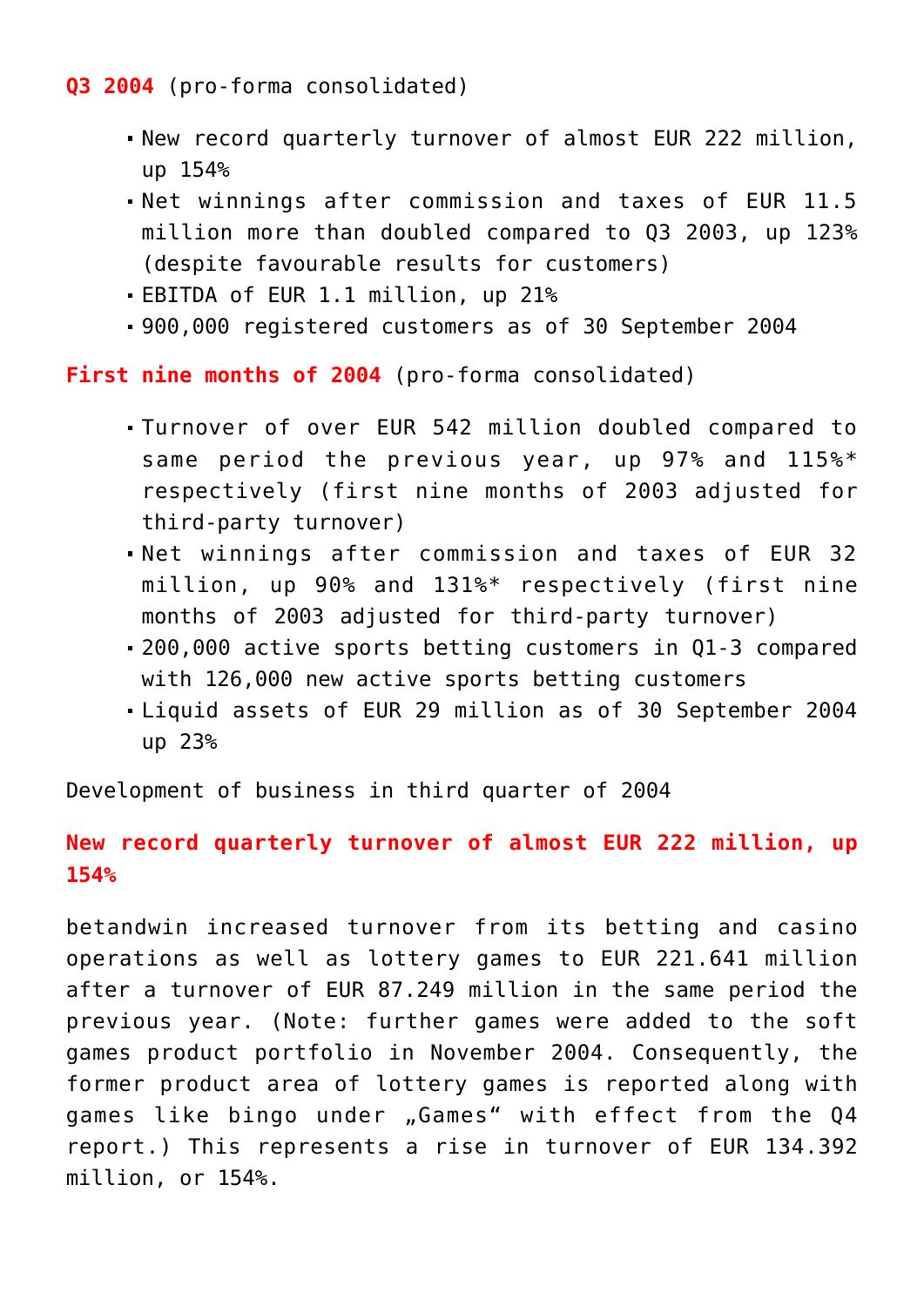**Q3 2004** (pro-forma consolidated)

- New record quarterly turnover of almost EUR 222 million, up 154%
- Net winnings after commission and taxes of EUR 11.5 million more than doubled compared to Q3 2003, up 123% (despite favourable results for customers)
- EBITDA of EUR 1.1 million, up 21%
- 900,000 registered customers as of 30 September 2004

**First nine months of 2004** (pro-forma consolidated)

- Turnover of over EUR 542 million doubled compared to same period the previous year, up 97% and 115%* respectively (first nine months of 2003 adjusted for third-party turnover)
- Net winnings after commission and taxes of EUR 32 million, up 90% and 131%* respectively (first nine months of 2003 adjusted for third-party turnover)
- 200,000 active sports betting customers in Q1-3 compared with 126,000 new active sports betting customers
- Liquid assets of EUR 29 million as of 30 September 2004 up 23%

Development of business in third quarter of 2004

**New record quarterly turnover of almost EUR 222 million, up 154%**

betandwin increased turnover from its betting and casino operations as well as lottery games to EUR 221.641 million after a turnover of EUR 87.249 million in the same period the previous year. (Note: further games were added to the soft games product portfolio in November 2004. Consequently, the former product area of lottery games is reported along with games like bingo under „Games“ with effect from the Q4 report.) This represents a rise in turnover of EUR 134.392 million, or 154%.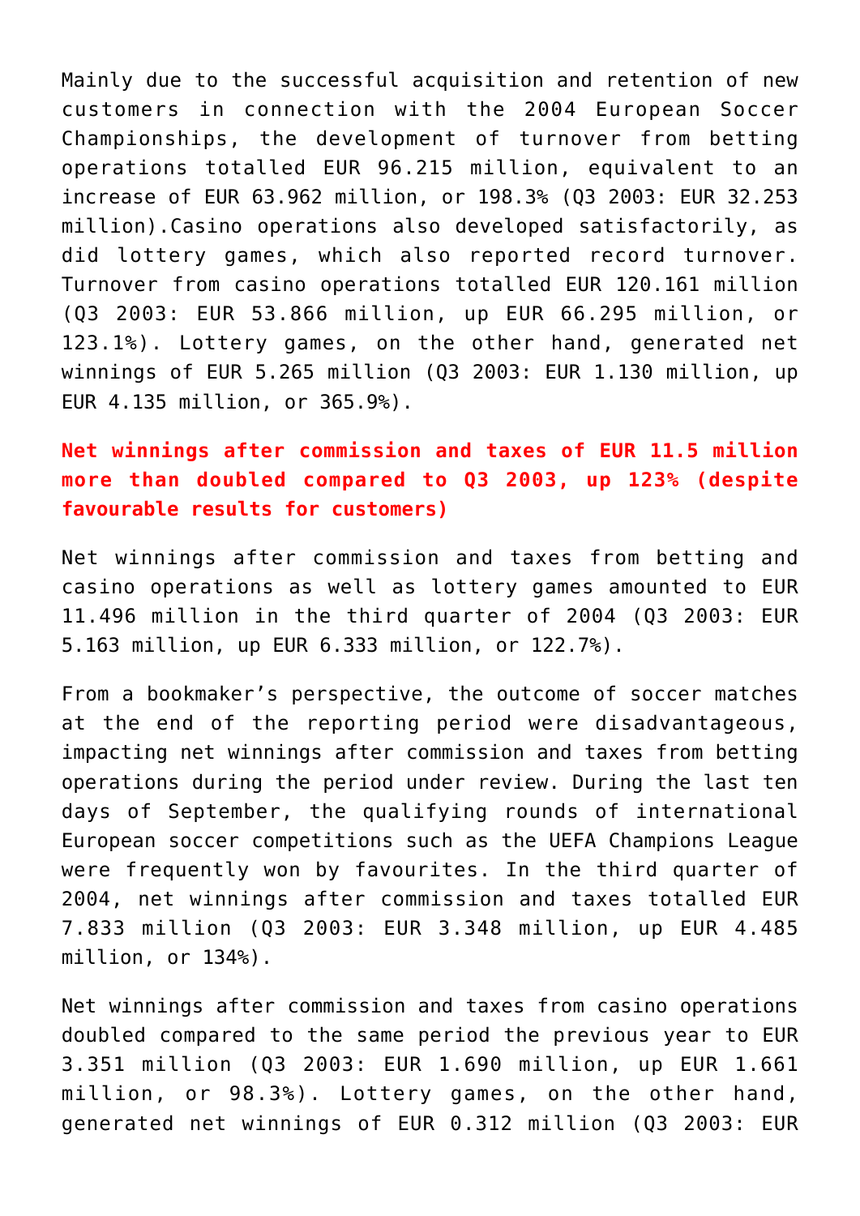Mainly due to the successful acquisition and retention of new customers in connection with the 2004 European Soccer Championships, the development of turnover from betting operations totalled EUR 96.215 million, equivalent to an increase of EUR 63.962 million, or 198.3% (Q3 2003: EUR 32.253 million).Casino operations also developed satisfactorily, as did lottery games, which also reported record turnover. Turnover from casino operations totalled EUR 120.161 million (Q3 2003: EUR 53.866 million, up EUR 66.295 million, or 123.1%). Lottery games, on the other hand, generated net winnings of EUR 5.265 million (Q3 2003: EUR 1.130 million, up EUR 4.135 million, or 365.9%).

**Net winnings after commission and taxes of EUR 11.5 million more than doubled compared to Q3 2003, up 123% (despite favourable results for customers)**

Net winnings after commission and taxes from betting and casino operations as well as lottery games amounted to EUR 11.496 million in the third quarter of 2004 (Q3 2003: EUR 5.163 million, up EUR 6.333 million, or 122.7%).

From a bookmaker's perspective, the outcome of soccer matches at the end of the reporting period were disadvantageous, impacting net winnings after commission and taxes from betting operations during the period under review. During the last ten days of September, the qualifying rounds of international European soccer competitions such as the UEFA Champions League were frequently won by favourites. In the third quarter of 2004, net winnings after commission and taxes totalled EUR 7.833 million (Q3 2003: EUR 3.348 million, up EUR 4.485 million, or 134%).

Net winnings after commission and taxes from casino operations doubled compared to the same period the previous year to EUR 3.351 million (Q3 2003: EUR 1.690 million, up EUR 1.661 million, or 98.3%). Lottery games, on the other hand, generated net winnings of EUR 0.312 million (Q3 2003: EUR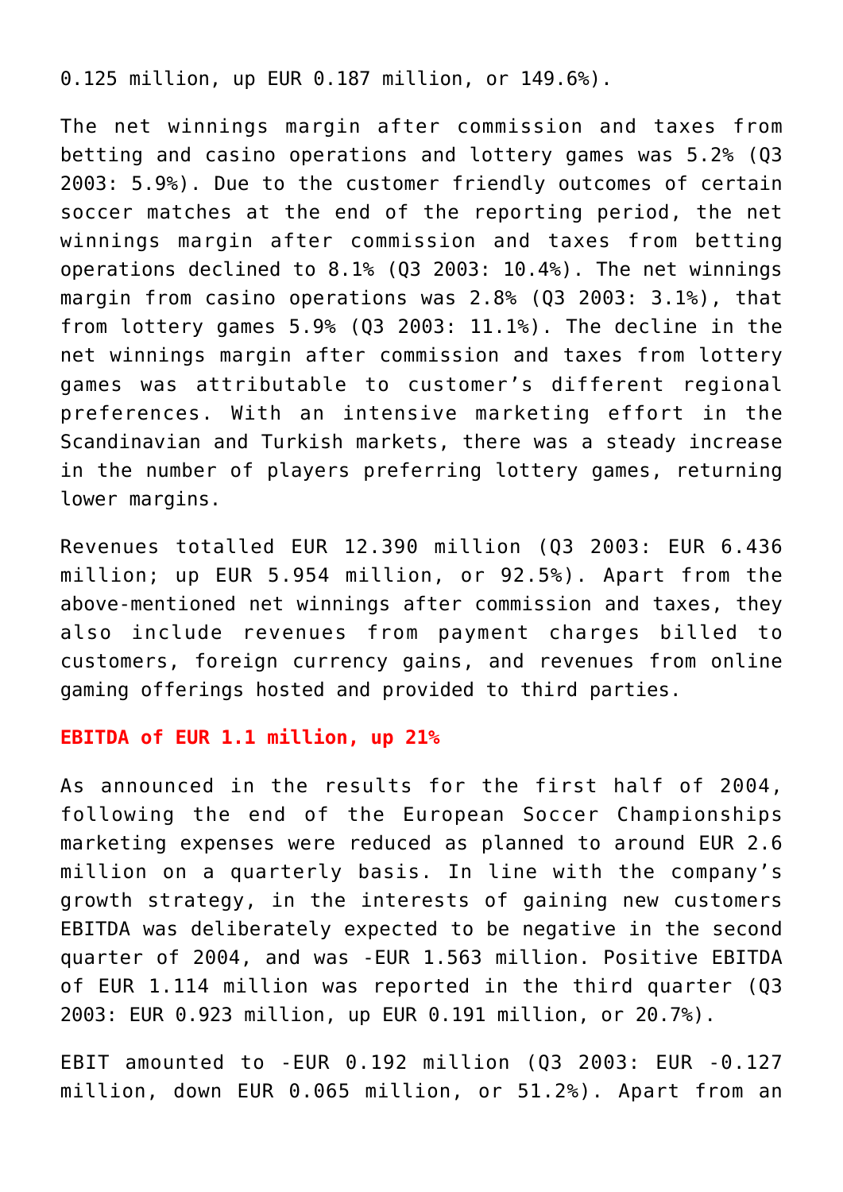0.125 million, up EUR 0.187 million, or 149.6%).

The net winnings margin after commission and taxes from betting and casino operations and lottery games was 5.2% (Q3 2003: 5.9%). Due to the customer friendly outcomes of certain soccer matches at the end of the reporting period, the net winnings margin after commission and taxes from betting operations declined to 8.1% (Q3 2003: 10.4%). The net winnings margin from casino operations was 2.8% (Q3 2003: 3.1%), that from lottery games 5.9% (Q3 2003: 11.1%). The decline in the net winnings margin after commission and taxes from lottery games was attributable to customer's different regional preferences. With an intensive marketing effort in the Scandinavian and Turkish markets, there was a steady increase in the number of players preferring lottery games, returning lower margins.

Revenues totalled EUR 12.390 million (Q3 2003: EUR 6.436 million; up EUR 5.954 million, or 92.5%). Apart from the above-mentioned net winnings after commission and taxes, they also include revenues from payment charges billed to customers, foreign currency gains, and revenues from online gaming offerings hosted and provided to third parties.

**EBITDA of EUR 1.1 million, up 21%**

As announced in the results for the first half of 2004, following the end of the European Soccer Championships marketing expenses were reduced as planned to around EUR 2.6 million on a quarterly basis. In line with the company's growth strategy, in the interests of gaining new customers EBITDA was deliberately expected to be negative in the second quarter of 2004, and was -EUR 1.563 million. Positive EBITDA of EUR 1.114 million was reported in the third quarter (Q3 2003: EUR 0.923 million, up EUR 0.191 million, or 20.7%).

EBIT amounted to -EUR 0.192 million (Q3 2003: EUR -0.127 million, down EUR 0.065 million, or 51.2%). Apart from an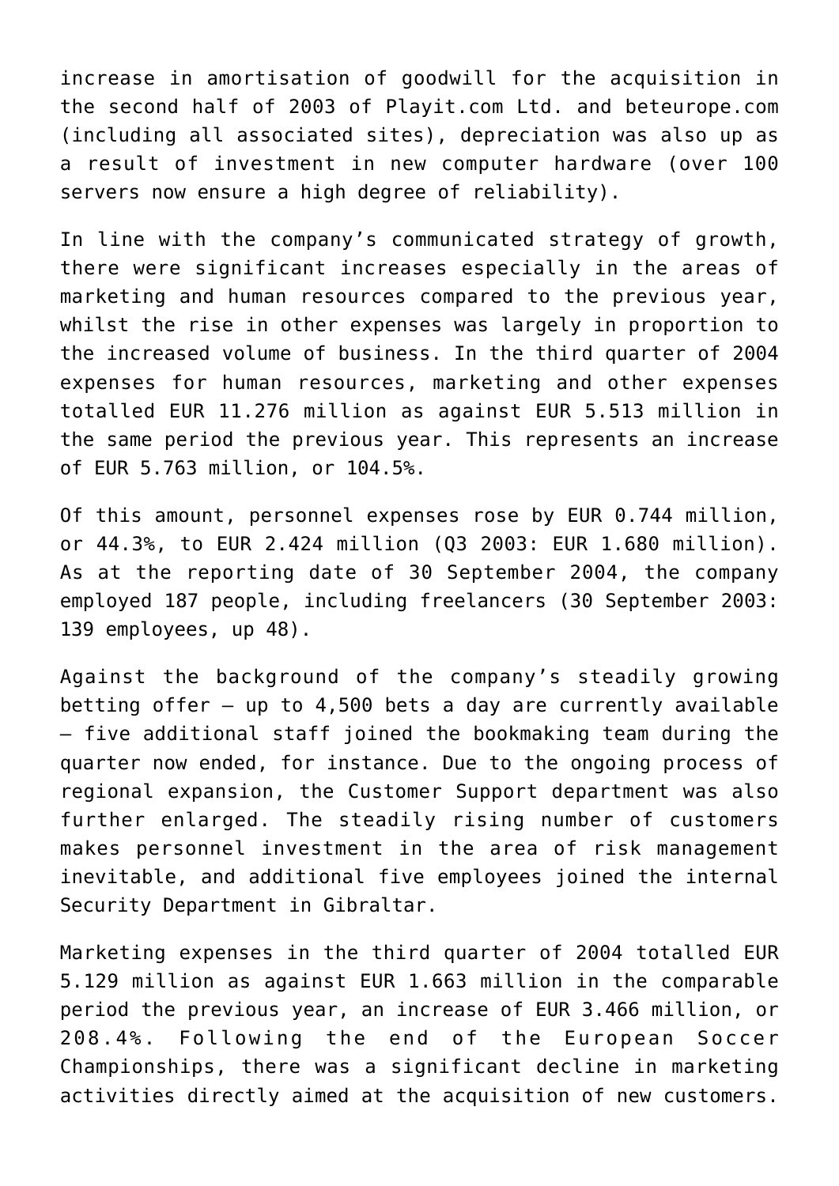increase in amortisation of goodwill for the acquisition in the second half of 2003 of Playit.com Ltd. and beteurope.com (including all associated sites), depreciation was also up as a result of investment in new computer hardware (over 100 servers now ensure a high degree of reliability).

In line with the company's communicated strategy of growth, there were significant increases especially in the areas of marketing and human resources compared to the previous year, whilst the rise in other expenses was largely in proportion to the increased volume of business. In the third quarter of 2004 expenses for human resources, marketing and other expenses totalled EUR 11.276 million as against EUR 5.513 million in the same period the previous year. This represents an increase of EUR 5.763 million, or 104.5%.

Of this amount, personnel expenses rose by EUR 0.744 million, or 44.3%, to EUR 2.424 million (Q3 2003: EUR 1.680 million). As at the reporting date of 30 September 2004, the company employed 187 people, including freelancers (30 September 2003: 139 employees, up 48).

Against the background of the company's steadily growing betting offer – up to 4,500 bets a day are currently available – five additional staff joined the bookmaking team during the quarter now ended, for instance. Due to the ongoing process of regional expansion, the Customer Support department was also further enlarged. The steadily rising number of customers makes personnel investment in the area of risk management inevitable, and additional five employees joined the internal Security Department in Gibraltar.

Marketing expenses in the third quarter of 2004 totalled EUR 5.129 million as against EUR 1.663 million in the comparable period the previous year, an increase of EUR 3.466 million, or 208.4%. Following the end of the European Soccer Championships, there was a significant decline in marketing activities directly aimed at the acquisition of new customers.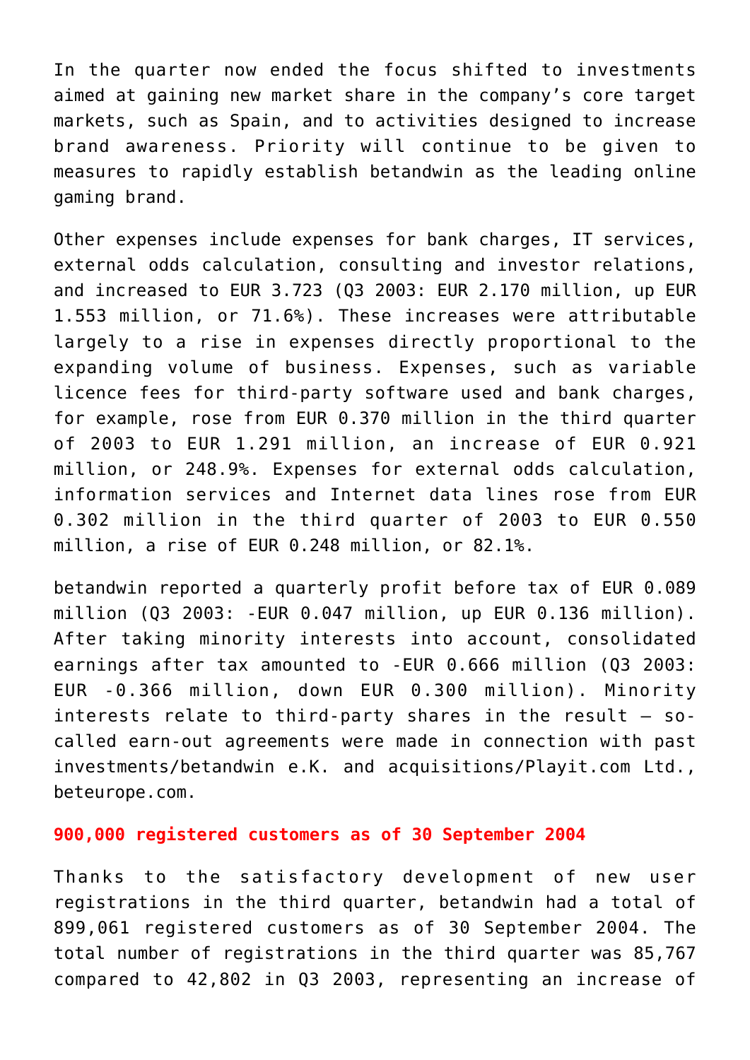In the quarter now ended the focus shifted to investments aimed at gaining new market share in the company's core target markets, such as Spain, and to activities designed to increase brand awareness. Priority will continue to be given to measures to rapidly establish betandwin as the leading online gaming brand.

Other expenses include expenses for bank charges, IT services, external odds calculation, consulting and investor relations, and increased to EUR 3.723 (Q3 2003: EUR 2.170 million, up EUR 1.553 million, or 71.6%). These increases were attributable largely to a rise in expenses directly proportional to the expanding volume of business. Expenses, such as variable licence fees for third-party software used and bank charges, for example, rose from EUR 0.370 million in the third quarter of 2003 to EUR 1.291 million, an increase of EUR 0.921 million, or 248.9%. Expenses for external odds calculation, information services and Internet data lines rose from EUR 0.302 million in the third quarter of 2003 to EUR 0.550 million, a rise of EUR 0.248 million, or 82.1%.

betandwin reported a quarterly profit before tax of EUR 0.089 million (Q3 2003: -EUR 0.047 million, up EUR 0.136 million). After taking minority interests into account, consolidated earnings after tax amounted to -EUR 0.666 million (Q3 2003: EUR -0.366 million, down EUR 0.300 million). Minority interests relate to third-party shares in the result – so-called earn-out agreements were made in connection with past investments/betandwin e.K. and acquisitions/Playit.com Ltd., beteurope.com.

**900,000 registered customers as of 30 September 2004**

Thanks to the satisfactory development of new user registrations in the third quarter, betandwin had a total of 899,061 registered customers as of 30 September 2004. The total number of registrations in the third quarter was 85,767 compared to 42,802 in Q3 2003, representing an increase of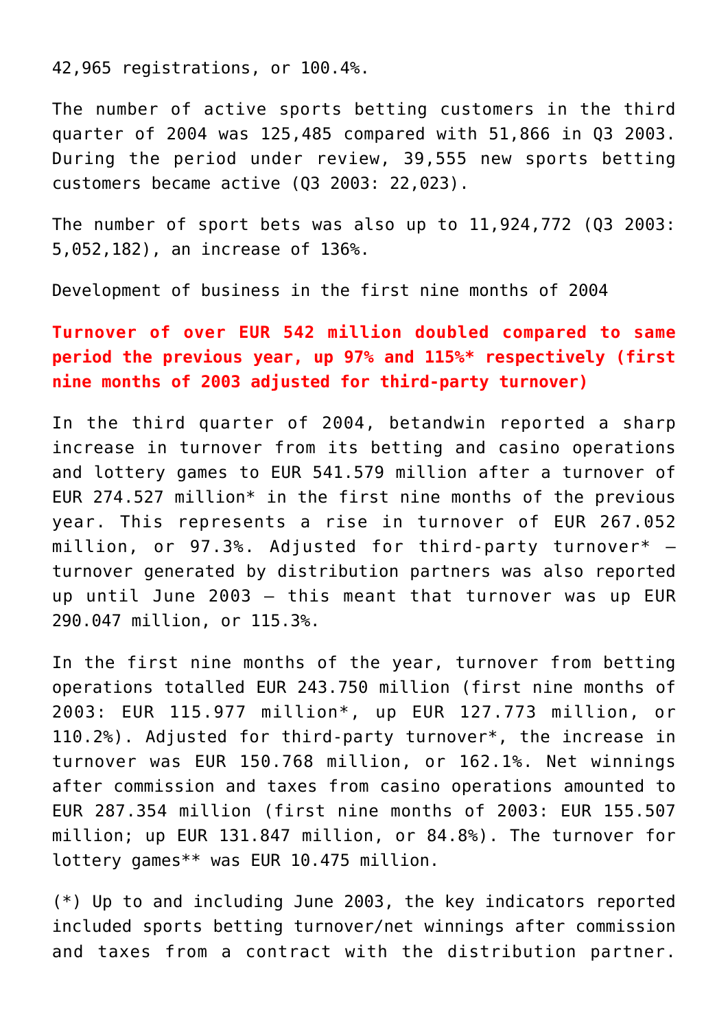42,965 registrations, or 100.4%.

The number of active sports betting customers in the third quarter of 2004 was 125,485 compared with 51,866 in Q3 2003. During the period under review, 39,555 new sports betting customers became active (Q3 2003: 22,023).

The number of sport bets was also up to 11,924,772 (Q3 2003: 5,052,182), an increase of 136%.

Development of business in the first nine months of 2004

**Turnover of over EUR 542 million doubled compared to same period the previous year, up 97% and 115%* respectively (first nine months of 2003 adjusted for third-party turnover)**

In the third quarter of 2004, betandwin reported a sharp increase in turnover from its betting and casino operations and lottery games to EUR 541.579 million after a turnover of EUR 274.527 million* in the first nine months of the previous year. This represents a rise in turnover of EUR 267.052 million, or 97.3%. Adjusted for third-party turnover* – turnover generated by distribution partners was also reported up until June 2003 – this meant that turnover was up EUR 290.047 million, or 115.3%.

In the first nine months of the year, turnover from betting operations totalled EUR 243.750 million (first nine months of 2003: EUR 115.977 million*, up EUR 127.773 million, or 110.2%). Adjusted for third-party turnover*, the increase in turnover was EUR 150.768 million, or 162.1%. Net winnings after commission and taxes from casino operations amounted to EUR 287.354 million (first nine months of 2003: EUR 155.507 million; up EUR 131.847 million, or 84.8%). The turnover for lottery games** was EUR 10.475 million.

(*) Up to and including June 2003, the key indicators reported included sports betting turnover/net winnings after commission and taxes from a contract with the distribution partner.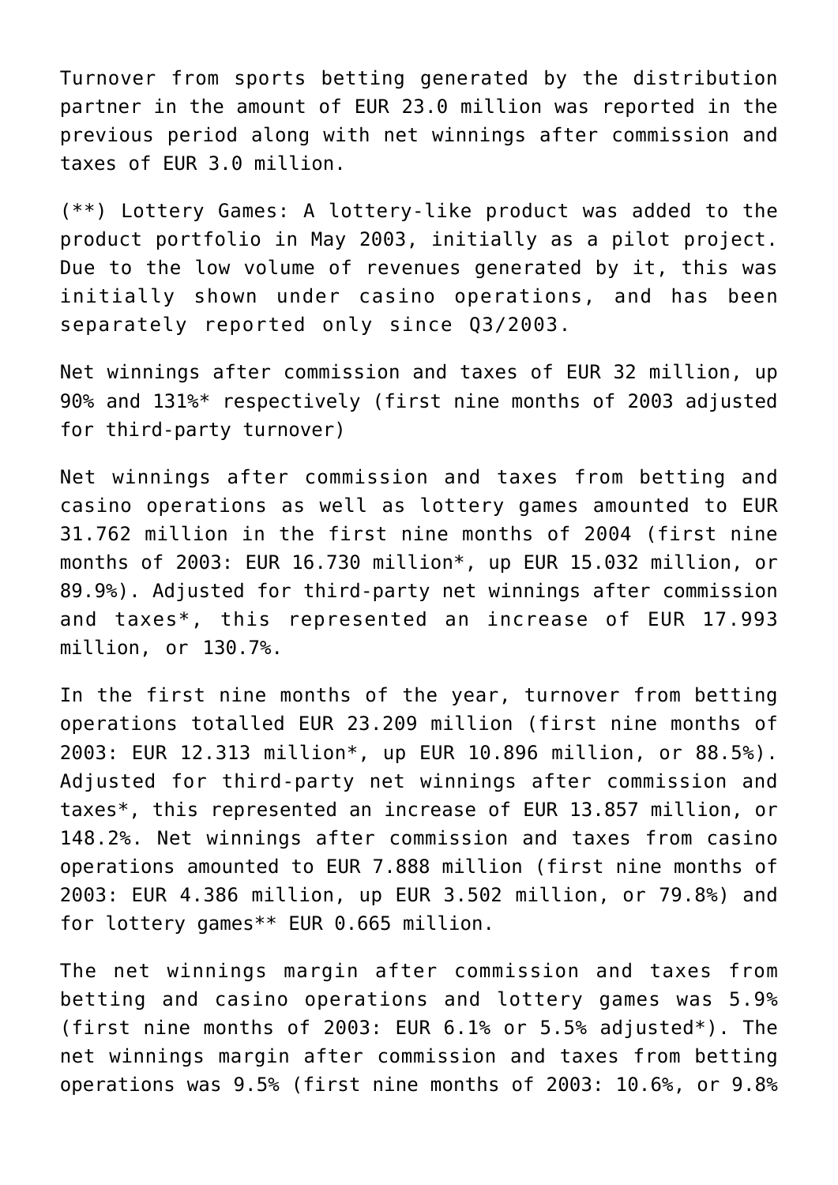Turnover from sports betting generated by the distribution partner in the amount of EUR 23.0 million was reported in the previous period along with net winnings after commission and taxes of EUR 3.0 million.

(**) Lottery Games: A lottery-like product was added to the product portfolio in May 2003, initially as a pilot project. Due to the low volume of revenues generated by it, this was initially shown under casino operations, and has been separately reported only since Q3/2003.

Net winnings after commission and taxes of EUR 32 million, up 90% and 131%* respectively (first nine months of 2003 adjusted for third-party turnover)

Net winnings after commission and taxes from betting and casino operations as well as lottery games amounted to EUR 31.762 million in the first nine months of 2004 (first nine months of 2003: EUR 16.730 million*, up EUR 15.032 million, or 89.9%). Adjusted for third-party net winnings after commission and taxes*, this represented an increase of EUR 17.993 million, or 130.7%.

In the first nine months of the year, turnover from betting operations totalled EUR 23.209 million (first nine months of 2003: EUR 12.313 million*, up EUR 10.896 million, or 88.5%). Adjusted for third-party net winnings after commission and taxes*, this represented an increase of EUR 13.857 million, or 148.2%. Net winnings after commission and taxes from casino operations amounted to EUR 7.888 million (first nine months of 2003: EUR 4.386 million, up EUR 3.502 million, or 79.8%) and for lottery games** EUR 0.665 million.

The net winnings margin after commission and taxes from betting and casino operations and lottery games was 5.9% (first nine months of 2003: EUR 6.1% or 5.5% adjusted*). The net winnings margin after commission and taxes from betting operations was 9.5% (first nine months of 2003: 10.6%, or 9.8%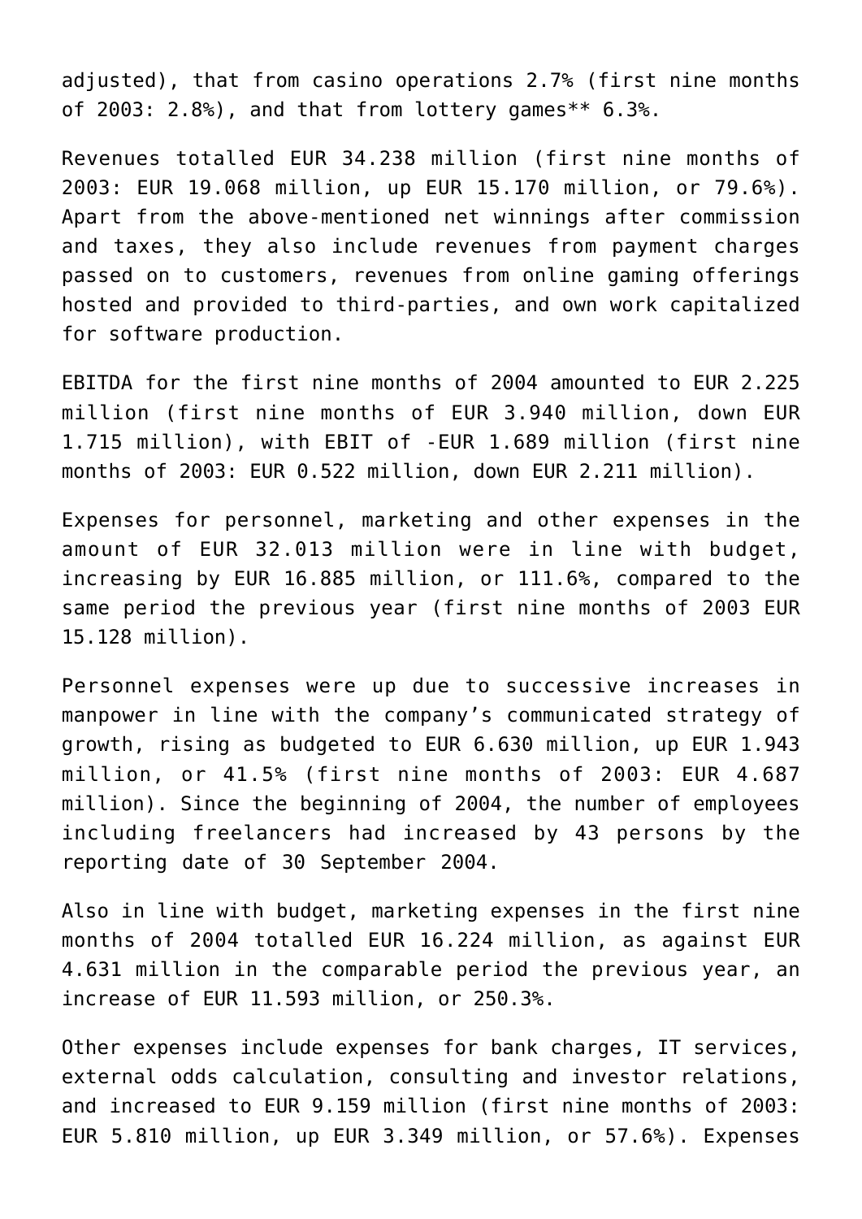adjusted), that from casino operations 2.7% (first nine months of 2003: 2.8%), and that from lottery games** 6.3%.

Revenues totalled EUR 34.238 million (first nine months of 2003: EUR 19.068 million, up EUR 15.170 million, or 79.6%). Apart from the above-mentioned net winnings after commission and taxes, they also include revenues from payment charges passed on to customers, revenues from online gaming offerings hosted and provided to third-parties, and own work capitalized for software production.

EBITDA for the first nine months of 2004 amounted to EUR 2.225 million (first nine months of EUR 3.940 million, down EUR 1.715 million), with EBIT of -EUR 1.689 million (first nine months of 2003: EUR 0.522 million, down EUR 2.211 million).

Expenses for personnel, marketing and other expenses in the amount of EUR 32.013 million were in line with budget, increasing by EUR 16.885 million, or 111.6%, compared to the same period the previous year (first nine months of 2003 EUR 15.128 million).

Personnel expenses were up due to successive increases in manpower in line with the company's communicated strategy of growth, rising as budgeted to EUR 6.630 million, up EUR 1.943 million, or 41.5% (first nine months of 2003: EUR 4.687 million). Since the beginning of 2004, the number of employees including freelancers had increased by 43 persons by the reporting date of 30 September 2004.

Also in line with budget, marketing expenses in the first nine months of 2004 totalled EUR 16.224 million, as against EUR 4.631 million in the comparable period the previous year, an increase of EUR 11.593 million, or 250.3%.

Other expenses include expenses for bank charges, IT services, external odds calculation, consulting and investor relations, and increased to EUR 9.159 million (first nine months of 2003: EUR 5.810 million, up EUR 3.349 million, or 57.6%). Expenses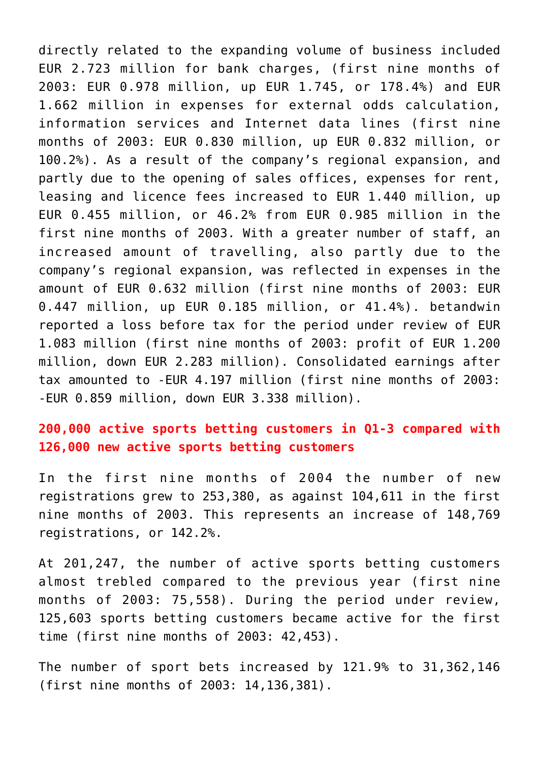directly related to the expanding volume of business included EUR 2.723 million for bank charges, (first nine months of 2003: EUR 0.978 million, up EUR 1.745, or 178.4%) and EUR 1.662 million in expenses for external odds calculation, information services and Internet data lines (first nine months of 2003: EUR 0.830 million, up EUR 0.832 million, or 100.2%). As a result of the company's regional expansion, and partly due to the opening of sales offices, expenses for rent, leasing and licence fees increased to EUR 1.440 million, up EUR 0.455 million, or 46.2% from EUR 0.985 million in the first nine months of 2003. With a greater number of staff, an increased amount of travelling, also partly due to the company's regional expansion, was reflected in expenses in the amount of EUR 0.632 million (first nine months of 2003: EUR 0.447 million, up EUR 0.185 million, or 41.4%). betandwin reported a loss before tax for the period under review of EUR 1.083 million (first nine months of 2003: profit of EUR 1.200 million, down EUR 2.283 million). Consolidated earnings after tax amounted to -EUR 4.197 million (first nine months of 2003: -EUR 0.859 million, down EUR 3.338 million).

**200,000 active sports betting customers in Q1-3 compared with 126,000 new active sports betting customers**

In the first nine months of 2004 the number of new registrations grew to 253,380, as against 104,611 in the first nine months of 2003. This represents an increase of 148,769 registrations, or 142.2%.

At 201,247, the number of active sports betting customers almost trebled compared to the previous year (first nine months of 2003: 75,558). During the period under review, 125,603 sports betting customers became active for the first time (first nine months of 2003: 42,453).

The number of sport bets increased by 121.9% to 31,362,146 (first nine months of 2003: 14,136,381).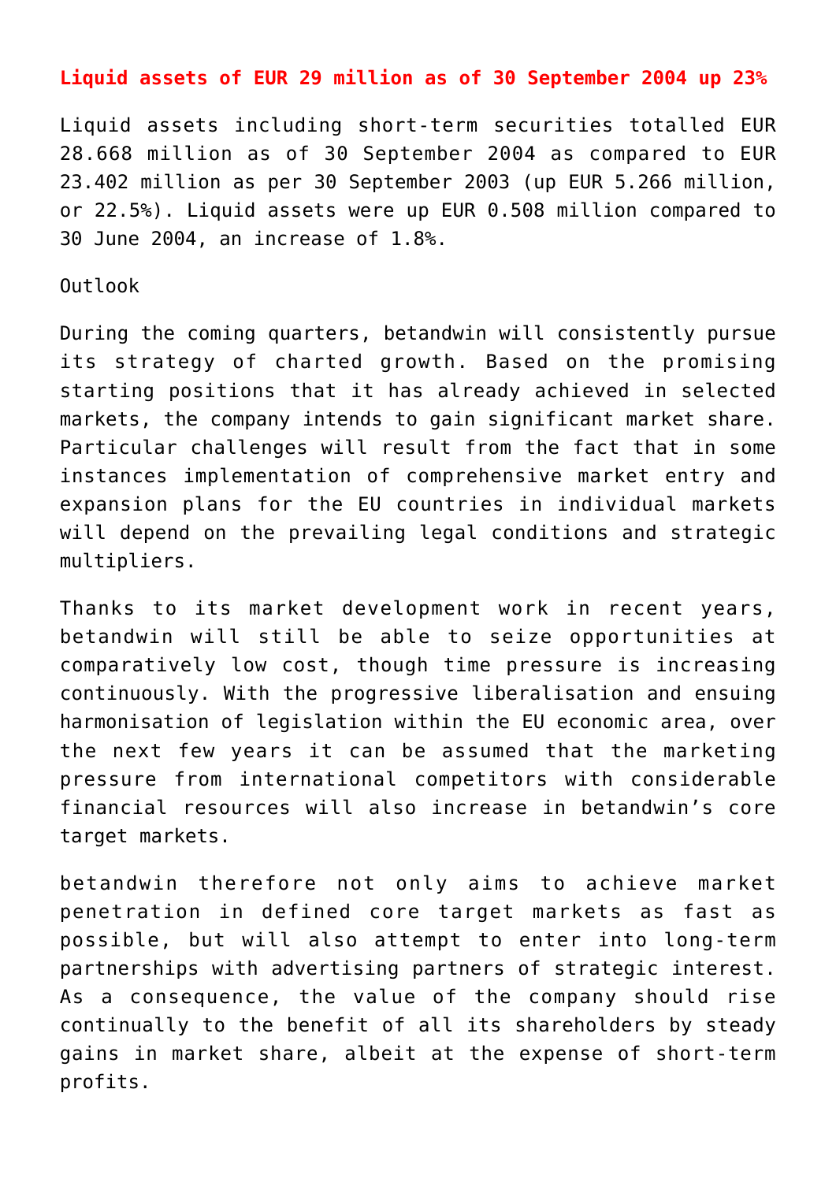**Liquid assets of EUR 29 million as of 30 September 2004 up 23%**

Liquid assets including short-term securities totalled EUR 28.668 million as of 30 September 2004 as compared to EUR 23.402 million as per 30 September 2003 (up EUR 5.266 million, or 22.5%). Liquid assets were up EUR 0.508 million compared to 30 June 2004, an increase of 1.8%.

Outlook

During the coming quarters, betandwin will consistently pursue its strategy of charted growth. Based on the promising starting positions that it has already achieved in selected markets, the company intends to gain significant market share. Particular challenges will result from the fact that in some instances implementation of comprehensive market entry and expansion plans for the EU countries in individual markets will depend on the prevailing legal conditions and strategic multipliers.

Thanks to its market development work in recent years, betandwin will still be able to seize opportunities at comparatively low cost, though time pressure is increasing continuously. With the progressive liberalisation and ensuing harmonisation of legislation within the EU economic area, over the next few years it can be assumed that the marketing pressure from international competitors with considerable financial resources will also increase in betandwin's core target markets.

betandwin therefore not only aims to achieve market penetration in defined core target markets as fast as possible, but will also attempt to enter into long-term partnerships with advertising partners of strategic interest. As a consequence, the value of the company should rise continually to the benefit of all its shareholders by steady gains in market share, albeit at the expense of short-term profits.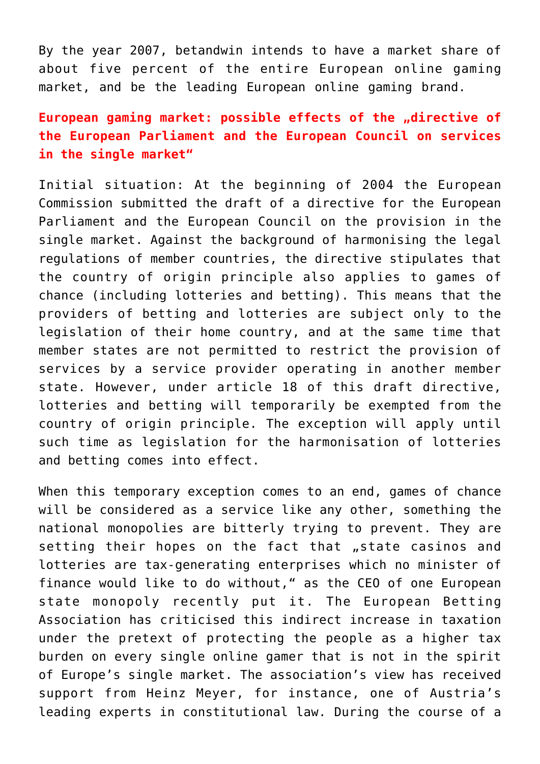By the year 2007, betandwin intends to have a market share of about five percent of the entire European online gaming market, and be the leading European online gaming brand.

## European gaming market: possible effects of the „directive of the European Parliament and the European Council on services in the single market"

Initial situation: At the beginning of 2004 the European Commission submitted the draft of a directive for the European Parliament and the European Council on the provision in the single market. Against the background of harmonising the legal regulations of member countries, the directive stipulates that the country of origin principle also applies to games of chance (including lotteries and betting). This means that the providers of betting and lotteries are subject only to the legislation of their home country, and at the same time that member states are not permitted to restrict the provision of services by a service provider operating in another member state. However, under article 18 of this draft directive, lotteries and betting will temporarily be exempted from the country of origin principle. The exception will apply until such time as legislation for the harmonisation of lotteries and betting comes into effect.

When this temporary exception comes to an end, games of chance will be considered as a service like any other, something the national monopolies are bitterly trying to prevent. They are setting their hopes on the fact that „state casinos and lotteries are tax-generating enterprises which no minister of finance would like to do without," as the CEO of one European state monopoly recently put it. The European Betting Association has criticised this indirect increase in taxation under the pretext of protecting the people as a higher tax burden on every single online gamer that is not in the spirit of Europe's single market. The association's view has received support from Heinz Meyer, for instance, one of Austria's leading experts in constitutional law. During the course of a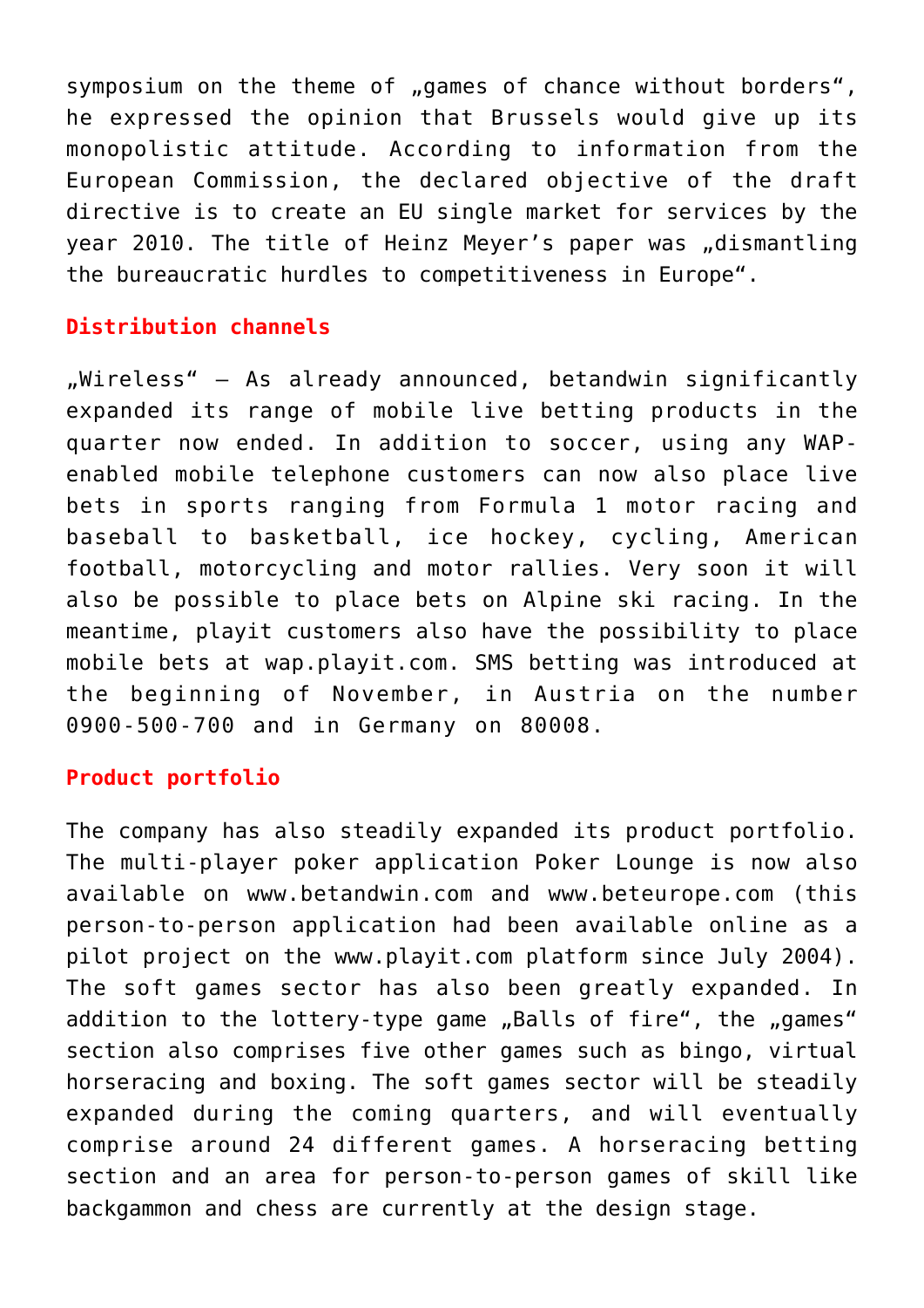symposium on the theme of „games of chance without borders“, he expressed the opinion that Brussels would give up its monopolistic attitude. According to information from the European Commission, the declared objective of the draft directive is to create an EU single market for services by the year 2010. The title of Heinz Meyer’s paper was „dismantling the bureaucratic hurdles to competitiveness in Europe“.

## Distribution channels

„Wireless“ – As already announced, betandwin significantly expanded its range of mobile live betting products in the quarter now ended. In addition to soccer, using any WAP-enabled mobile telephone customers can now also place live bets in sports ranging from Formula 1 motor racing and baseball to basketball, ice hockey, cycling, American football, motorcycling and motor rallies. Very soon it will also be possible to place bets on Alpine ski racing. In the meantime, playit customers also have the possibility to place mobile bets at wap.playit.com. SMS betting was introduced at the beginning of November, in Austria on the number 0900-500-700 and in Germany on 80008.

## Product portfolio

The company has also steadily expanded its product portfolio. The multi-player poker application Poker Lounge is now also available on www.betandwin.com and www.beteurope.com (this person-to-person application had been available online as a pilot project on the www.playit.com platform since July 2004). The soft games sector has also been greatly expanded. In addition to the lottery-type game „Balls of fire“, the „games“ section also comprises five other games such as bingo, virtual horseracing and boxing. The soft games sector will be steadily expanded during the coming quarters, and will eventually comprise around 24 different games. A horseracing betting section and an area for person-to-person games of skill like backgammon and chess are currently at the design stage.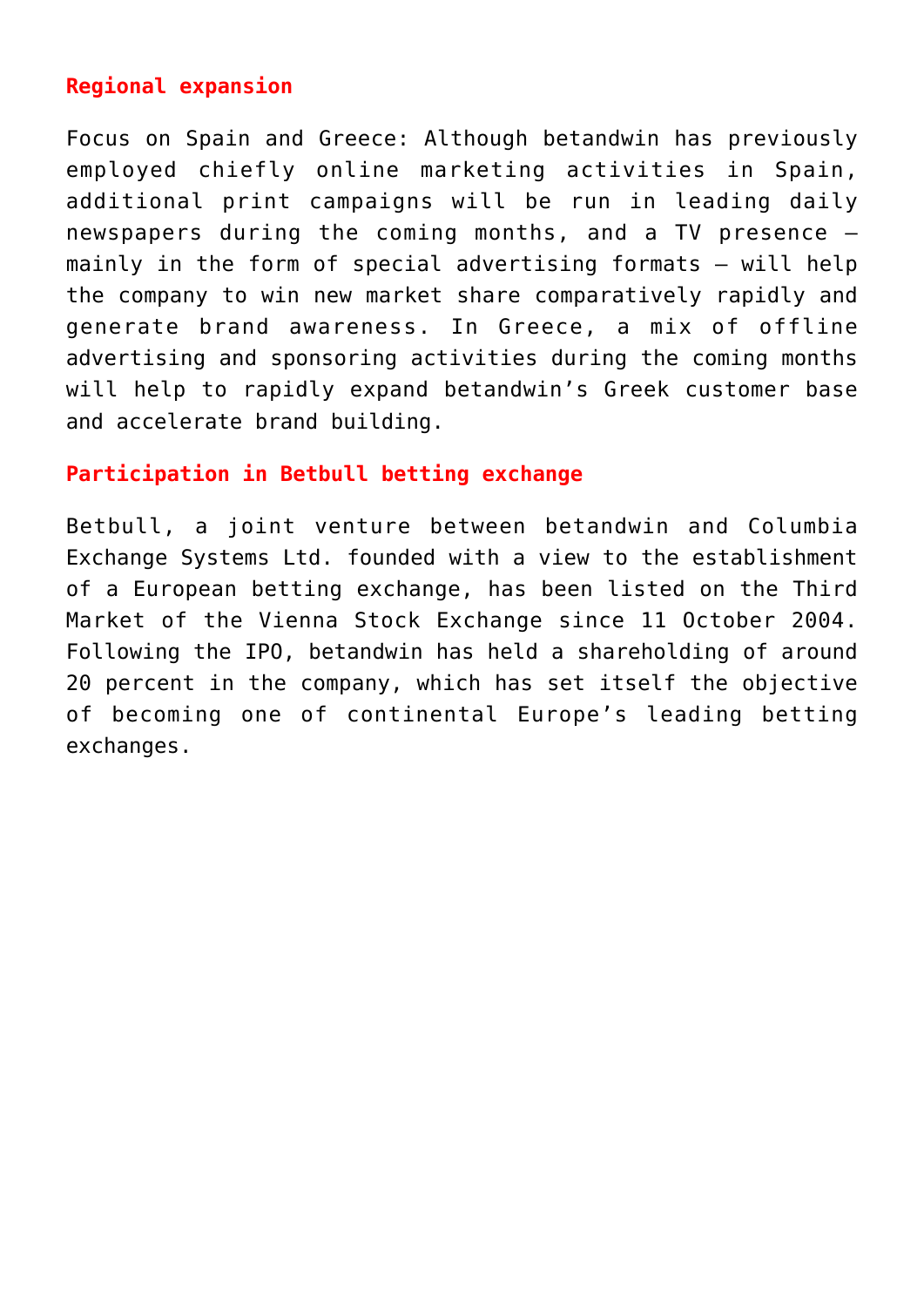## Regional expansion

Focus on Spain and Greece: Although betandwin has previously employed chiefly online marketing activities in Spain, additional print campaigns will be run in leading daily newspapers during the coming months, and a TV presence – mainly in the form of special advertising formats – will help the company to win new market share comparatively rapidly and generate brand awareness. In Greece, a mix of offline advertising and sponsoring activities during the coming months will help to rapidly expand betandwin's Greek customer base and accelerate brand building.

## Participation in Betbull betting exchange

Betbull, a joint venture between betandwin and Columbia Exchange Systems Ltd. founded with a view to the establishment of a European betting exchange, has been listed on the Third Market of the Vienna Stock Exchange since 11 October 2004. Following the IPO, betandwin has held a shareholding of around 20 percent in the company, which has set itself the objective of becoming one of continental Europe's leading betting exchanges.